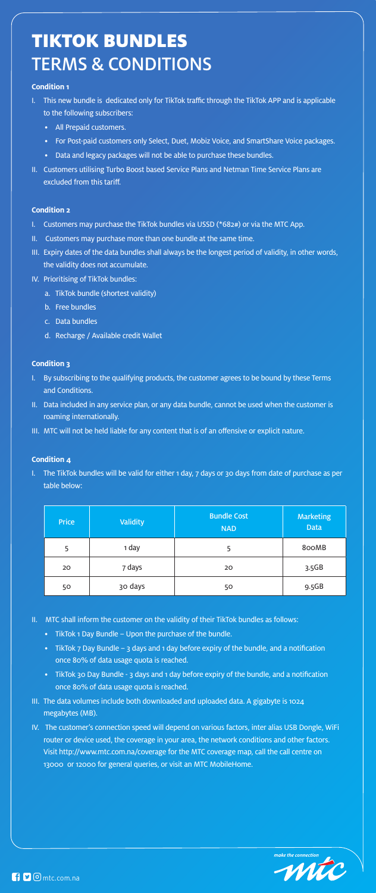# TIKTOK BUNDLES
## TERMS & CONDITIONS

**Condition 1**

I. This new bundle is dedicated only for TikTok traffic through the TikTok APP and is applicable to the following subscribers:
   - All Prepaid customers.
   - For Post-paid customers only Select, Duet, Mobiz Voice, and SmartShare Voice packages.
   - Data and legacy packages will not be able to purchase these bundles.

II. Customers utilising Turbo Boost based Service Plans and Netman Time Service Plans are excluded from this tariff.

**Condition 2**

I. Customers may purchase the TikTok bundles via USSD (*682#) or via the MTC App.

II. Customers may purchase more than one bundle at the same time.

III. Expiry dates of the data bundles shall always be the longest period of validity, in other words, the validity does not accumulate.

IV. Prioritising of TikTok bundles:
   a. TikTok bundle (shortest validity)
   b. Free bundles
   c. Data bundles
   d. Recharge / Available credit Wallet

**Condition 3**

I. By subscribing to the qualifying products, the customer agrees to be bound by these Terms and Conditions.

II. Data included in any service plan, or any data bundle, cannot be used when the customer is roaming internationally.

III. MTC will not be held liable for any content that is of an offensive or explicit nature.

**Condition 4**

I. The TikTok bundles will be valid for either 1 day, 7 days or 30 days from date of purchase as per table below:

| Price | Validity | Bundle Cost NAD | Marketing Data |
|---|---|---|---|
| 5 | 1 day | 5 | 800MB |
| 20 | 7 days | 20 | 3.5GB |
| 50 | 30 days | 50 | 9.5GB |

II. MTC shall inform the customer on the validity of their TikTok bundles as follows:
   - TikTok 1 Day Bundle – Upon the purchase of the bundle.
   - TikTok 7 Day Bundle – 3 days and 1 day before expiry of the bundle, and a notification once 80% of data usage quota is reached.
   - TikTok 30 Day Bundle - 3 days and 1 day before expiry of the bundle, and a notification once 80% of data usage quota is reached.

III. The data volumes include both downloaded and uploaded data. A gigabyte is 1024 megabytes (MB).

IV. The customer's connection speed will depend on various factors, inter alias USB Dongle, WiFi router or device used, the coverage in your area, the network conditions and other factors. Visit http://www.mtc.com.na/coverage for the MTC coverage map, call the call centre on 13000 or 12000 for general queries, or visit an MTC MobileHome.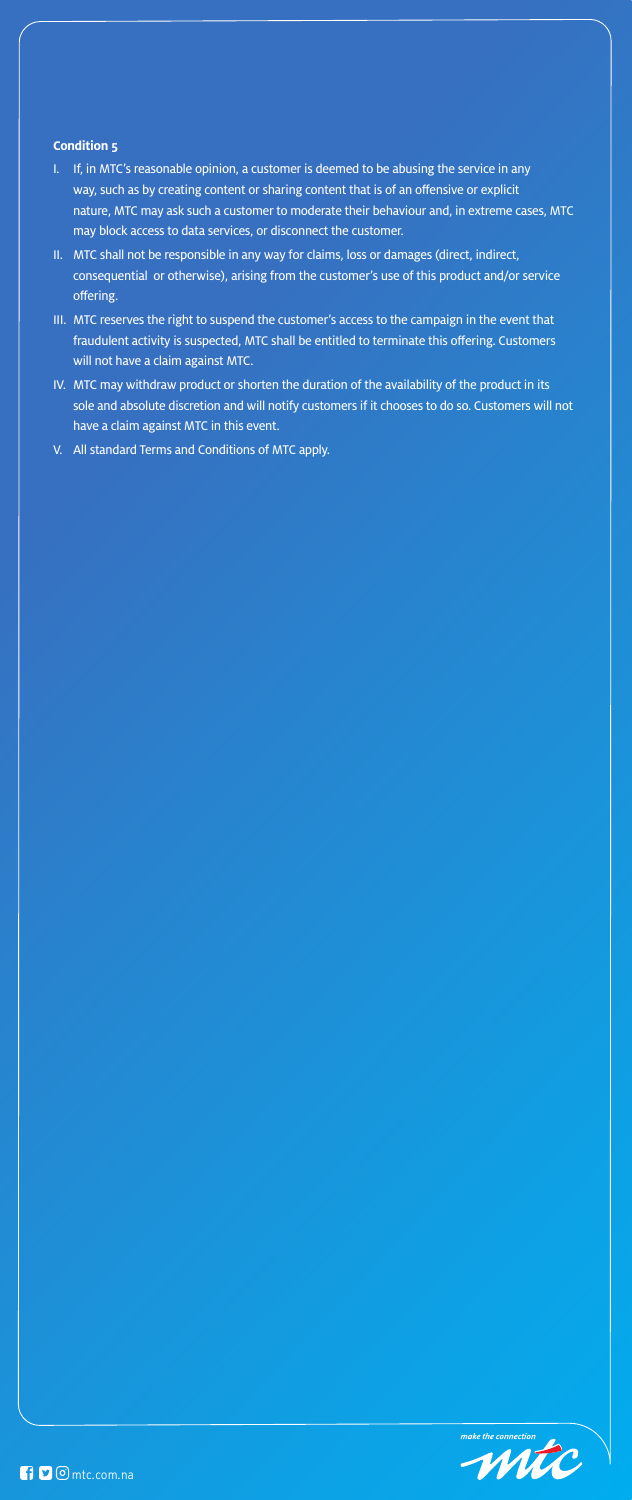**Condition 5**

I. If, in MTC's reasonable opinion, a customer is deemed to be abusing the service in any way, such as by creating content or sharing content that is of an offensive or explicit nature, MTC may ask such a customer to moderate their behaviour and, in extreme cases, MTC may block access to data services, or disconnect the customer.

II. MTC shall not be responsible in any way for claims, loss or damages (direct, indirect, consequential or otherwise), arising from the customer's use of this product and/or service offering.

III. MTC reserves the right to suspend the customer's access to the campaign in the event that fraudulent activity is suspected, MTC shall be entitled to terminate this offering. Customers will not have a claim against MTC.

IV. MTC may withdraw product or shorten the duration of the availability of the product in its sole and absolute discretion and will notify customers if it chooses to do so. Customers will not have a claim against MTC in this event.

V. All standard Terms and Conditions of MTC apply.

mtc.com.na

make the connection